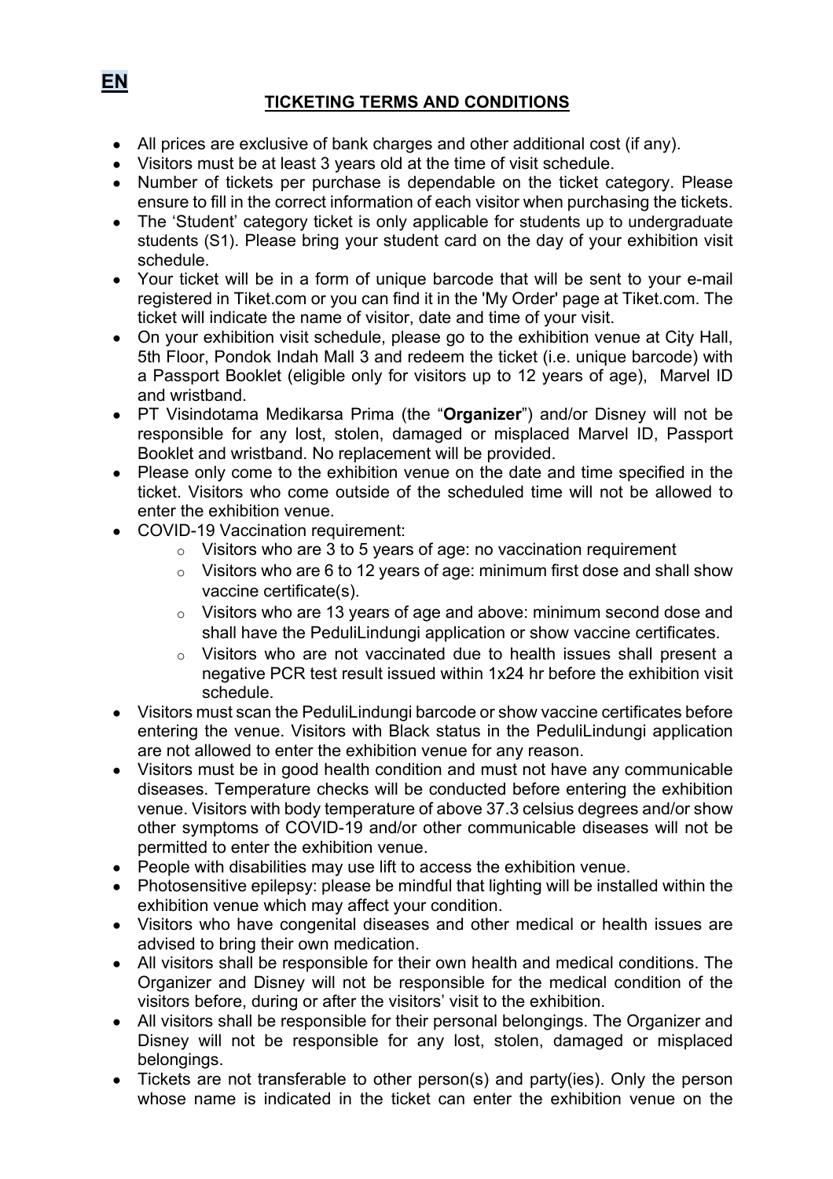**EN**

# TICKETING TERMS AND CONDITIONS

- All prices are exclusive of bank charges and other additional cost (if any).
- Visitors must be at least 3 years old at the time of visit schedule.
- Number of tickets per purchase is dependable on the ticket category. Please ensure to fill in the correct information of each visitor when purchasing the tickets.
- The 'Student' category ticket is only applicable for students up to undergraduate students (S1). Please bring your student card on the day of your exhibition visit schedule.
- Your ticket will be in a form of unique barcode that will be sent to your e-mail registered in Tiket.com or you can find it in the 'My Order' page at Tiket.com. The ticket will indicate the name of visitor, date and time of your visit.
- On your exhibition visit schedule, please go to the exhibition venue at City Hall, 5th Floor, Pondok Indah Mall 3 and redeem the ticket (i.e. unique barcode) with a Passport Booklet (eligible only for visitors up to 12 years of age), Marvel ID and wristband.
- PT Visindotama Medikarsa Prima (the "**Organizer**") and/or Disney will not be responsible for any lost, stolen, damaged or misplaced Marvel ID, Passport Booklet and wristband. No replacement will be provided.
- Please only come to the exhibition venue on the date and time specified in the ticket. Visitors who come outside of the scheduled time will not be allowed to enter the exhibition venue.
- COVID-19 Vaccination requirement:
  - Visitors who are 3 to 5 years of age: no vaccination requirement
  - Visitors who are 6 to 12 years of age: minimum first dose and shall show vaccine certificate(s).
  - Visitors who are 13 years of age and above: minimum second dose and shall have the PeduliLindungi application or show vaccine certificates.
  - Visitors who are not vaccinated due to health issues shall present a negative PCR test result issued within 1x24 hr before the exhibition visit schedule.
- Visitors must scan the PeduliLindungi barcode or show vaccine certificates before entering the venue. Visitors with Black status in the PeduliLindungi application are not allowed to enter the exhibition venue for any reason.
- Visitors must be in good health condition and must not have any communicable diseases. Temperature checks will be conducted before entering the exhibition venue. Visitors with body temperature of above 37.3 celsius degrees and/or show other symptoms of COVID-19 and/or other communicable diseases will not be permitted to enter the exhibition venue.
- People with disabilities may use lift to access the exhibition venue.
- Photosensitive epilepsy: please be mindful that lighting will be installed within the exhibition venue which may affect your condition.
- Visitors who have congenital diseases and other medical or health issues are advised to bring their own medication.
- All visitors shall be responsible for their own health and medical conditions. The Organizer and Disney will not be responsible for the medical condition of the visitors before, during or after the visitors' visit to the exhibition.
- All visitors shall be responsible for their personal belongings. The Organizer and Disney will not be responsible for any lost, stolen, damaged or misplaced belongings.
- Tickets are not transferable to other person(s) and party(ies). Only the person whose name is indicated in the ticket can enter the exhibition venue on the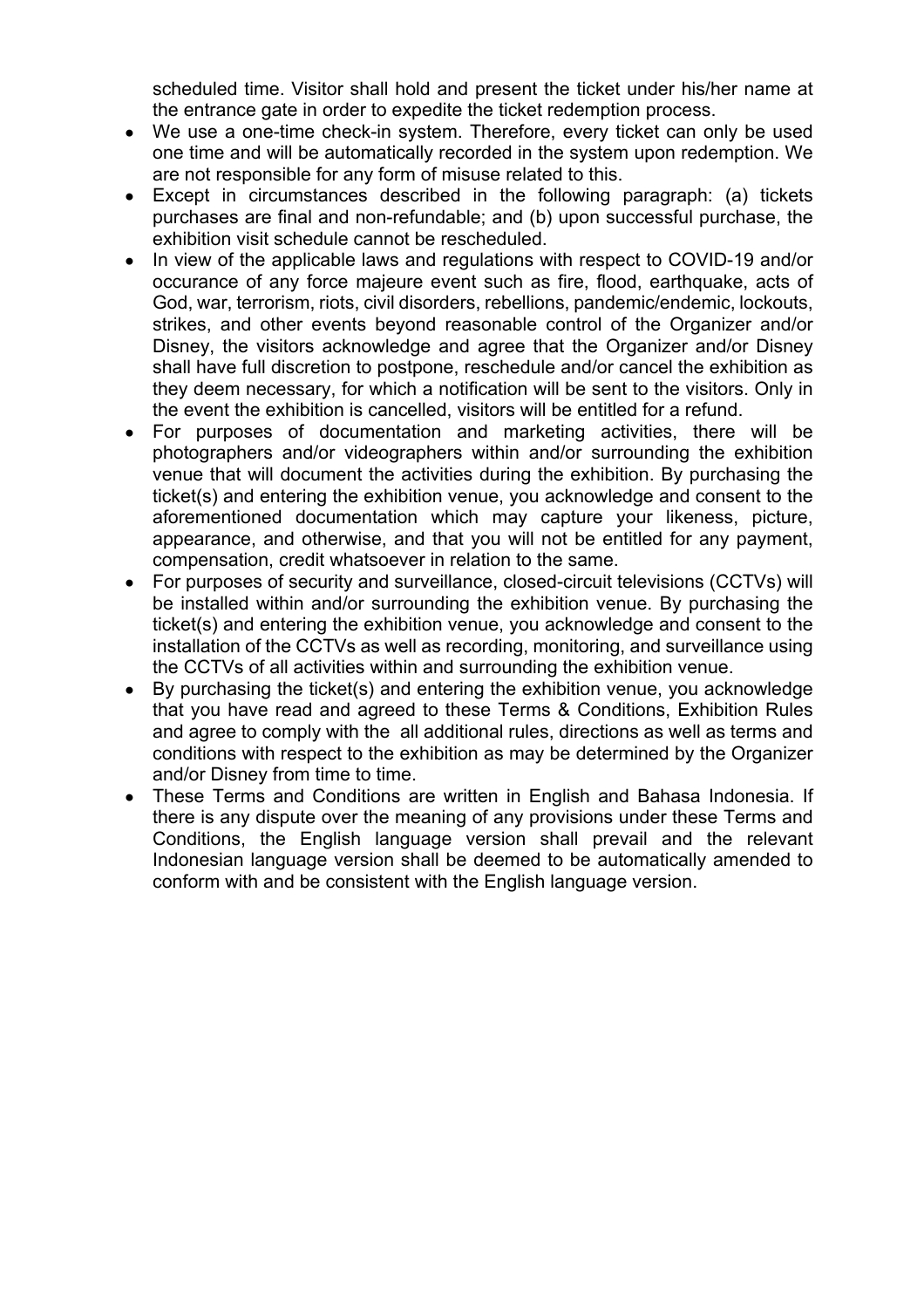scheduled time. Visitor shall hold and present the ticket under his/her name at the entrance gate in order to expedite the ticket redemption process.

- We use a one-time check-in system. Therefore, every ticket can only be used one time and will be automatically recorded in the system upon redemption. We are not responsible for any form of misuse related to this.
- Except in circumstances described in the following paragraph: (a) tickets purchases are final and non-refundable; and (b) upon successful purchase, the exhibition visit schedule cannot be rescheduled.
- In view of the applicable laws and regulations with respect to COVID-19 and/or occurance of any force majeure event such as fire, flood, earthquake, acts of God, war, terrorism, riots, civil disorders, rebellions, pandemic/endemic, lockouts, strikes, and other events beyond reasonable control of the Organizer and/or Disney, the visitors acknowledge and agree that the Organizer and/or Disney shall have full discretion to postpone, reschedule and/or cancel the exhibition as they deem necessary, for which a notification will be sent to the visitors. Only in the event the exhibition is cancelled, visitors will be entitled for a refund.
- For purposes of documentation and marketing activities, there will be photographers and/or videographers within and/or surrounding the exhibition venue that will document the activities during the exhibition. By purchasing the ticket(s) and entering the exhibition venue, you acknowledge and consent to the aforementioned documentation which may capture your likeness, picture, appearance, and otherwise, and that you will not be entitled for any payment, compensation, credit whatsoever in relation to the same.
- For purposes of security and surveillance, closed-circuit televisions (CCTVs) will be installed within and/or surrounding the exhibition venue. By purchasing the ticket(s) and entering the exhibition venue, you acknowledge and consent to the installation of the CCTVs as well as recording, monitoring, and surveillance using the CCTVs of all activities within and surrounding the exhibition venue.
- By purchasing the ticket(s) and entering the exhibition venue, you acknowledge that you have read and agreed to these Terms & Conditions, Exhibition Rules and agree to comply with the all additional rules, directions as well as terms and conditions with respect to the exhibition as may be determined by the Organizer and/or Disney from time to time.
- These Terms and Conditions are written in English and Bahasa Indonesia. If there is any dispute over the meaning of any provisions under these Terms and Conditions, the English language version shall prevail and the relevant Indonesian language version shall be deemed to be automatically amended to conform with and be consistent with the English language version.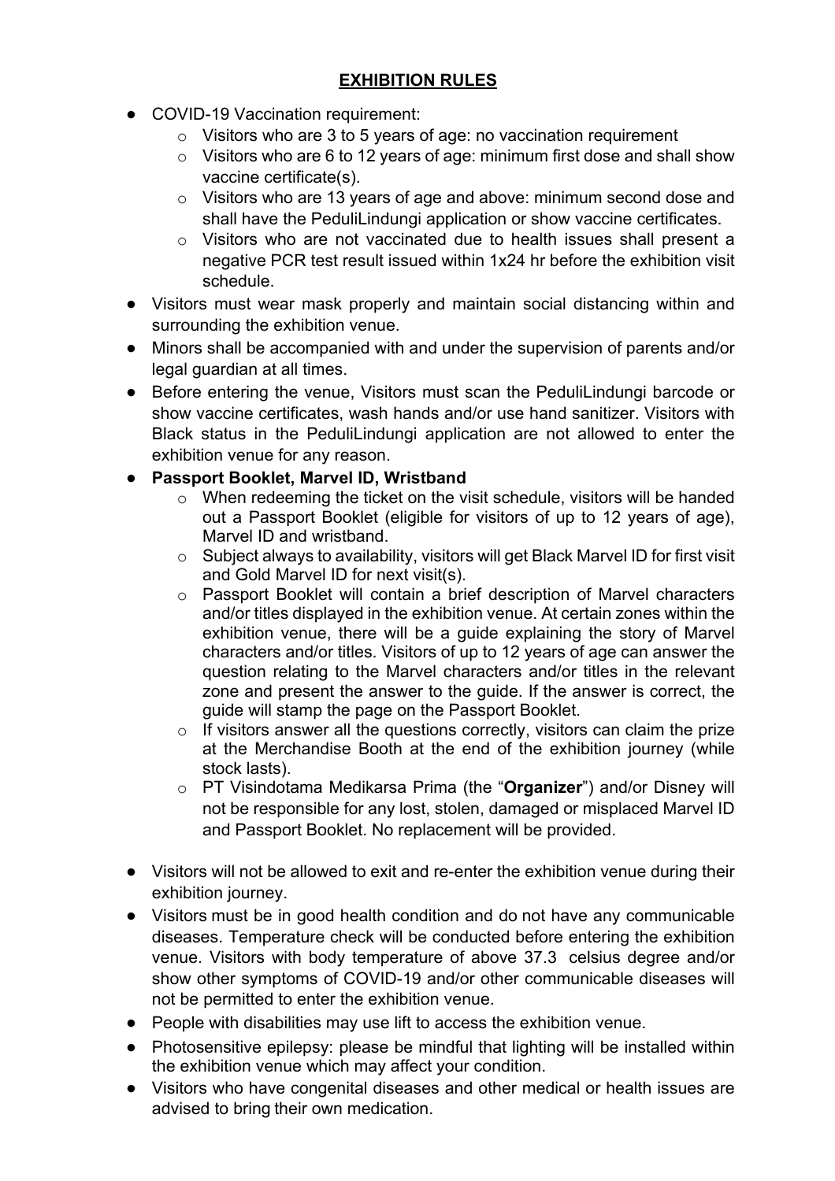## EXHIBITION RULES

- COVID-19 Vaccination requirement:
  - Visitors who are 3 to 5 years of age: no vaccination requirement
  - Visitors who are 6 to 12 years of age: minimum first dose and shall show vaccine certificate(s).
  - Visitors who are 13 years of age and above: minimum second dose and shall have the PeduliLindungi application or show vaccine certificates.
  - Visitors who are not vaccinated due to health issues shall present a negative PCR test result issued within 1x24 hr before the exhibition visit schedule.
- Visitors must wear mask properly and maintain social distancing within and surrounding the exhibition venue.
- Minors shall be accompanied with and under the supervision of parents and/or legal guardian at all times.
- Before entering the venue, Visitors must scan the PeduliLindungi barcode or show vaccine certificates, wash hands and/or use hand sanitizer. Visitors with Black status in the PeduliLindungi application are not allowed to enter the exhibition venue for any reason.
- **Passport Booklet, Marvel ID, Wristband**
  - When redeeming the ticket on the visit schedule, visitors will be handed out a Passport Booklet (eligible for visitors of up to 12 years of age), Marvel ID and wristband.
  - Subject always to availability, visitors will get Black Marvel ID for first visit and Gold Marvel ID for next visit(s).
  - Passport Booklet will contain a brief description of Marvel characters and/or titles displayed in the exhibition venue. At certain zones within the exhibition venue, there will be a guide explaining the story of Marvel characters and/or titles. Visitors of up to 12 years of age can answer the question relating to the Marvel characters and/or titles in the relevant zone and present the answer to the guide. If the answer is correct, the guide will stamp the page on the Passport Booklet.
  - If visitors answer all the questions correctly, visitors can claim the prize at the Merchandise Booth at the end of the exhibition journey (while stock lasts).
  - PT Visindotama Medikarsa Prima (the "**Organizer**") and/or Disney will not be responsible for any lost, stolen, damaged or misplaced Marvel ID and Passport Booklet. No replacement will be provided.
- Visitors will not be allowed to exit and re-enter the exhibition venue during their exhibition journey.
- Visitors must be in good health condition and do not have any communicable diseases. Temperature check will be conducted before entering the exhibition venue. Visitors with body temperature of above 37.3 celsius degree and/or show other symptoms of COVID-19 and/or other communicable diseases will not be permitted to enter the exhibition venue.
- People with disabilities may use lift to access the exhibition venue.
- Photosensitive epilepsy: please be mindful that lighting will be installed within the exhibition venue which may affect your condition.
- Visitors who have congenital diseases and other medical or health issues are advised to bring their own medication.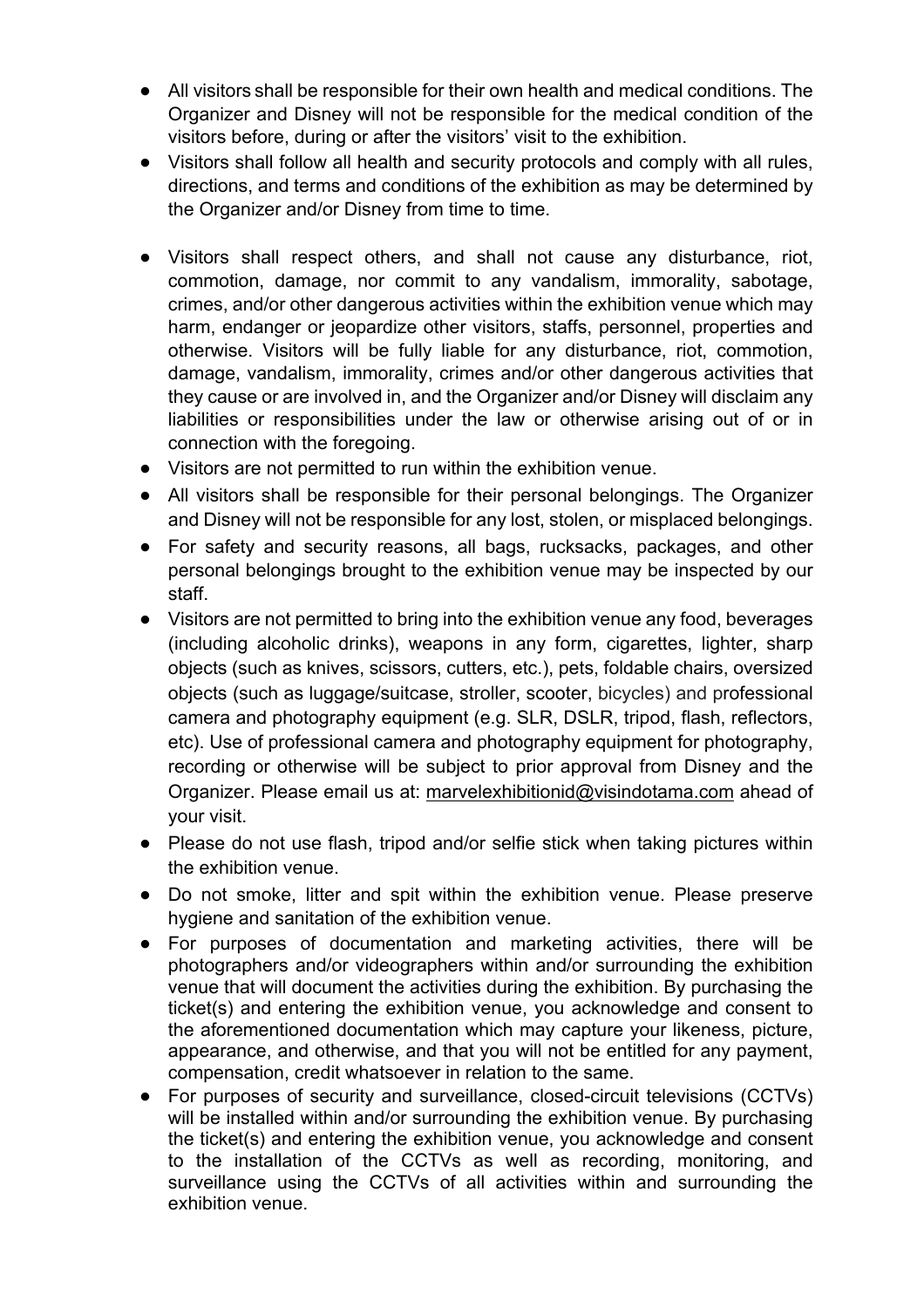- All visitors shall be responsible for their own health and medical conditions. The Organizer and Disney will not be responsible for the medical condition of the visitors before, during or after the visitors' visit to the exhibition.
- Visitors shall follow all health and security protocols and comply with all rules, directions, and terms and conditions of the exhibition as may be determined by the Organizer and/or Disney from time to time.
- Visitors shall respect others, and shall not cause any disturbance, riot, commotion, damage, nor commit to any vandalism, immorality, sabotage, crimes, and/or other dangerous activities within the exhibition venue which may harm, endanger or jeopardize other visitors, staffs, personnel, properties and otherwise. Visitors will be fully liable for any disturbance, riot, commotion, damage, vandalism, immorality, crimes and/or other dangerous activities that they cause or are involved in, and the Organizer and/or Disney will disclaim any liabilities or responsibilities under the law or otherwise arising out of or in connection with the foregoing.
- Visitors are not permitted to run within the exhibition venue.
- All visitors shall be responsible for their personal belongings. The Organizer and Disney will not be responsible for any lost, stolen, or misplaced belongings.
- For safety and security reasons, all bags, rucksacks, packages, and other personal belongings brought to the exhibition venue may be inspected by our staff.
- Visitors are not permitted to bring into the exhibition venue any food, beverages (including alcoholic drinks), weapons in any form, cigarettes, lighter, sharp objects (such as knives, scissors, cutters, etc.), pets, foldable chairs, oversized objects (such as luggage/suitcase, stroller, scooter, bicycles) and professional camera and photography equipment (e.g. SLR, DSLR, tripod, flash, reflectors, etc). Use of professional camera and photography equipment for photography, recording or otherwise will be subject to prior approval from Disney and the Organizer. Please email us at: marvelexhibitionid@visindotama.com ahead of your visit.
- Please do not use flash, tripod and/or selfie stick when taking pictures within the exhibition venue.
- Do not smoke, litter and spit within the exhibition venue. Please preserve hygiene and sanitation of the exhibition venue.
- For purposes of documentation and marketing activities, there will be photographers and/or videographers within and/or surrounding the exhibition venue that will document the activities during the exhibition. By purchasing the ticket(s) and entering the exhibition venue, you acknowledge and consent to the aforementioned documentation which may capture your likeness, picture, appearance, and otherwise, and that you will not be entitled for any payment, compensation, credit whatsoever in relation to the same.
- For purposes of security and surveillance, closed-circuit televisions (CCTVs) will be installed within and/or surrounding the exhibition venue. By purchasing the ticket(s) and entering the exhibition venue, you acknowledge and consent to the installation of the CCTVs as well as recording, monitoring, and surveillance using the CCTVs of all activities within and surrounding the exhibition venue.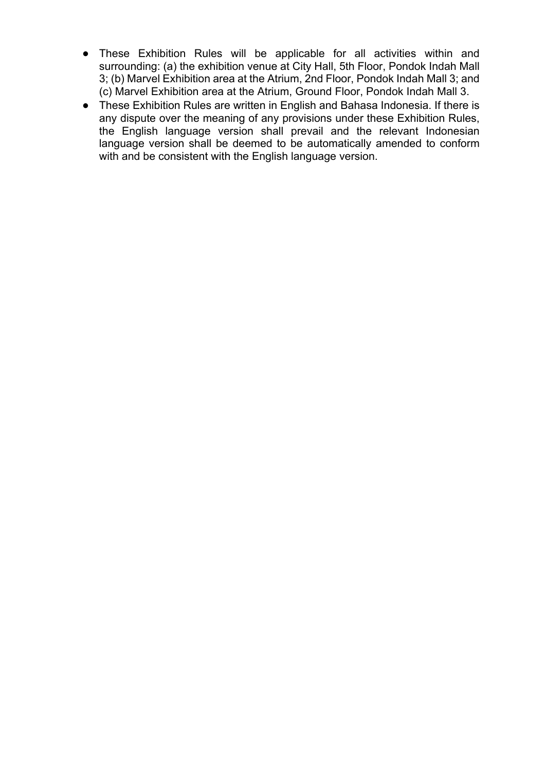- These Exhibition Rules will be applicable for all activities within and surrounding: (a) the exhibition venue at City Hall, 5th Floor, Pondok Indah Mall 3; (b) Marvel Exhibition area at the Atrium, 2nd Floor, Pondok Indah Mall 3; and (c) Marvel Exhibition area at the Atrium, Ground Floor, Pondok Indah Mall 3.
- These Exhibition Rules are written in English and Bahasa Indonesia. If there is any dispute over the meaning of any provisions under these Exhibition Rules, the English language version shall prevail and the relevant Indonesian language version shall be deemed to be automatically amended to conform with and be consistent with the English language version.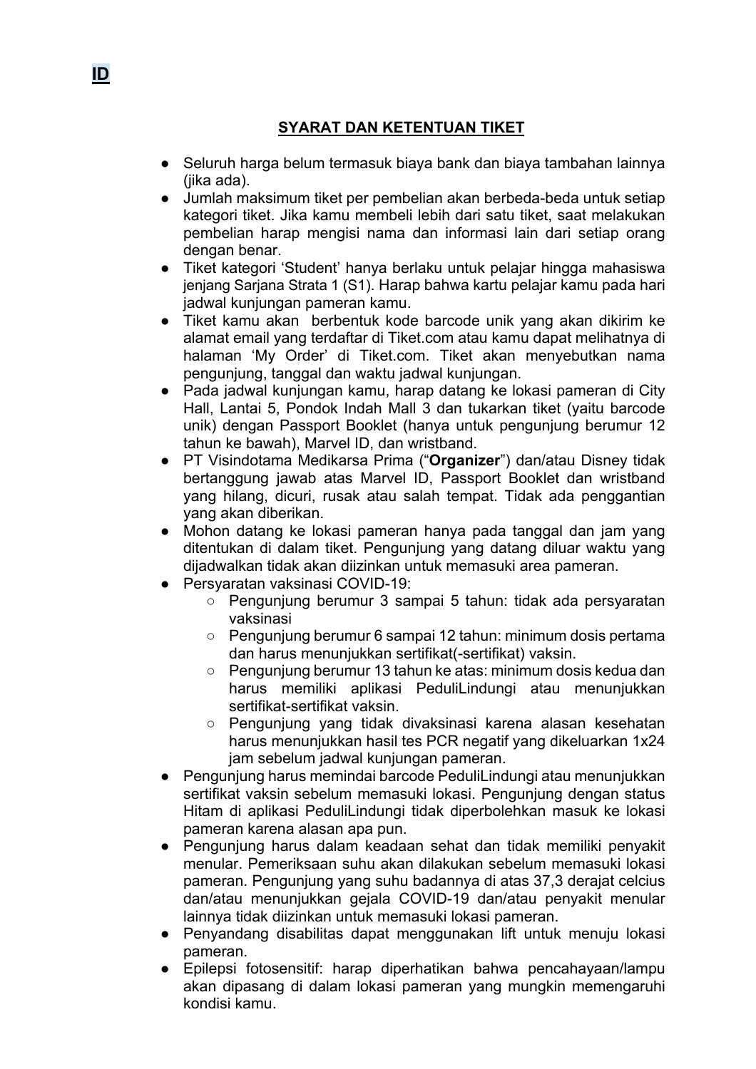**ID**

## SYARAT DAN KETENTUAN TIKET

- Seluruh harga belum termasuk biaya bank dan biaya tambahan lainnya (jika ada).
- Jumlah maksimum tiket per pembelian akan berbeda-beda untuk setiap kategori tiket. Jika kamu membeli lebih dari satu tiket, saat melakukan pembelian harap mengisi nama dan informasi lain dari setiap orang dengan benar.
- Tiket kategori 'Student' hanya berlaku untuk pelajar hingga mahasiswa jenjang Sarjana Strata 1 (S1). Harap bahwa kartu pelajar kamu pada hari jadwal kunjungan pameran kamu.
- Tiket kamu akan berbentuk kode barcode unik yang akan dikirim ke alamat email yang terdaftar di Tiket.com atau kamu dapat melihatnya di halaman 'My Order' di Tiket.com. Tiket akan menyebutkan nama pengunjung, tanggal dan waktu jadwal kunjungan.
- Pada jadwal kunjungan kamu, harap datang ke lokasi pameran di City Hall, Lantai 5, Pondok Indah Mall 3 dan tukarkan tiket (yaitu barcode unik) dengan Passport Booklet (hanya untuk pengunjung berumur 12 tahun ke bawah), Marvel ID, dan wristband.
- PT Visindotama Medikarsa Prima ("**Organizer**") dan/atau Disney tidak bertanggung jawab atas Marvel ID, Passport Booklet dan wristband yang hilang, dicuri, rusak atau salah tempat. Tidak ada penggantian yang akan diberikan.
- Mohon datang ke lokasi pameran hanya pada tanggal dan jam yang ditentukan di dalam tiket. Pengunjung yang datang diluar waktu yang dijadwalkan tidak akan diizinkan untuk memasuki area pameran.
- Persyaratan vaksinasi COVID-19:
  - Pengunjung berumur 3 sampai 5 tahun: tidak ada persyaratan vaksinasi
  - Pengunjung berumur 6 sampai 12 tahun: minimum dosis pertama dan harus menunjukkan sertifikat(-sertifikat) vaksin.
  - Pengunjung berumur 13 tahun ke atas: minimum dosis kedua dan harus memiliki aplikasi PeduliLindungi atau menunjukkan sertifikat-sertifikat vaksin.
  - Pengunjung yang tidak divaksinasi karena alasan kesehatan harus menunjukkan hasil tes PCR negatif yang dikeluarkan 1x24 jam sebelum jadwal kunjungan pameran.
- Pengunjung harus memindai barcode PeduliLindungi atau menunjukkan sertifikat vaksin sebelum memasuki lokasi. Pengunjung dengan status Hitam di aplikasi PeduliLindungi tidak diperbolehkan masuk ke lokasi pameran karena alasan apa pun.
- Pengunjung harus dalam keadaan sehat dan tidak memiliki penyakit menular. Pemeriksaan suhu akan dilakukan sebelum memasuki lokasi pameran. Pengunjung yang suhu badannya di atas 37,3 derajat celcius dan/atau menunjukkan gejala COVID-19 dan/atau penyakit menular lainnya tidak diizinkan untuk memasuki lokasi pameran.
- Penyandang disabilitas dapat menggunakan lift untuk menuju lokasi pameran.
- Epilepsi fotosensitif: harap diperhatikan bahwa pencahayaan/lampu akan dipasang di dalam lokasi pameran yang mungkin memengaruhi kondisi kamu.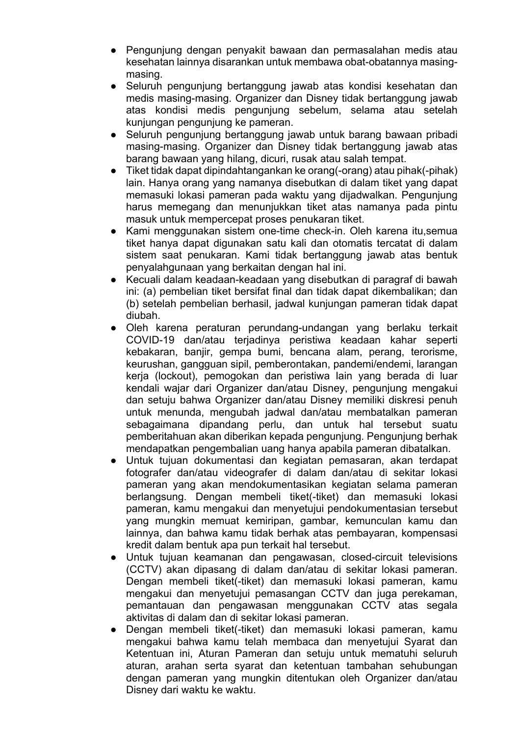- Pengunjung dengan penyakit bawaan dan permasalahan medis atau kesehatan lainnya disarankan untuk membawa obat-obatannya masing-masing.
- Seluruh pengunjung bertanggung jawab atas kondisi kesehatan dan medis masing-masing. Organizer dan Disney tidak bertanggung jawab atas kondisi medis pengunjung sebelum, selama atau setelah kunjungan pengunjung ke pameran.
- Seluruh pengunjung bertanggung jawab untuk barang bawaan pribadi masing-masing. Organizer dan Disney tidak bertanggung jawab atas barang bawaan yang hilang, dicuri, rusak atau salah tempat.
- Tiket tidak dapat dipindahtangankan ke orang(-orang) atau pihak(-pihak) lain. Hanya orang yang namanya disebutkan di dalam tiket yang dapat memasuki lokasi pameran pada waktu yang dijadwalkan. Pengunjung harus memegang dan menunjukkan tiket atas namanya pada pintu masuk untuk mempercepat proses penukaran tiket.
- Kami menggunakan sistem one-time check-in. Oleh karena itu,semua tiket hanya dapat digunakan satu kali dan otomatis tercatat di dalam sistem saat penukaran. Kami tidak bertanggung jawab atas bentuk penyalahgunaan yang berkaitan dengan hal ini.
- Kecuali dalam keadaan-keadaan yang disebutkan di paragraf di bawah ini: (a) pembelian tiket bersifat final dan tidak dapat dikembalikan; dan (b) setelah pembelian berhasil, jadwal kunjungan pameran tidak dapat diubah.
- Oleh karena peraturan perundang-undangan yang berlaku terkait COVID-19 dan/atau terjadinya peristiwa keadaan kahar seperti kebakaran, banjir, gempa bumi, bencana alam, perang, terorisme, keurushan, gangguan sipil, pemberontakan, pandemi/endemi, larangan kerja (lockout), pemogokan dan peristiwa lain yang berada di luar kendali wajar dari Organizer dan/atau Disney, pengunjung mengakui dan setuju bahwa Organizer dan/atau Disney memiliki diskresi penuh untuk menunda, mengubah jadwal dan/atau membatalkan pameran sebagaimana dipandang perlu, dan untuk hal tersebut suatu pemberitahuan akan diberikan kepada pengunjung. Pengunjung berhak mendapatkan pengembalian uang hanya apabila pameran dibatalkan.
- Untuk tujuan dokumentasi dan kegiatan pemasaran, akan terdapat fotografer dan/atau videografer di dalam dan/atau di sekitar lokasi pameran yang akan mendokumentasikan kegiatan selama pameran berlangsung. Dengan membeli tiket(-tiket) dan memasuki lokasi pameran, kamu mengakui dan menyetujui pendokumentasian tersebut yang mungkin memuat kemiripan, gambar, kemunculan kamu dan lainnya, dan bahwa kamu tidak berhak atas pembayaran, kompensasi kredit dalam bentuk apa pun terkait hal tersebut.
- Untuk tujuan keamanan dan pengawasan, closed-circuit televisions (CCTV) akan dipasang di dalam dan/atau di sekitar lokasi pameran. Dengan membeli tiket(-tiket) dan memasuki lokasi pameran, kamu mengakui dan menyetujui pemasangan CCTV dan juga perekaman, pemantauan dan pengawasan menggunakan CCTV atas segala aktivitas di dalam dan di sekitar lokasi pameran.
- Dengan membeli tiket(-tiket) dan memasuki lokasi pameran, kamu mengakui bahwa kamu telah membaca dan menyetujui Syarat dan Ketentuan ini, Aturan Pameran dan setuju untuk mematuhi seluruh aturan, arahan serta syarat dan ketentuan tambahan sehubungan dengan pameran yang mungkin ditentukan oleh Organizer dan/atau Disney dari waktu ke waktu.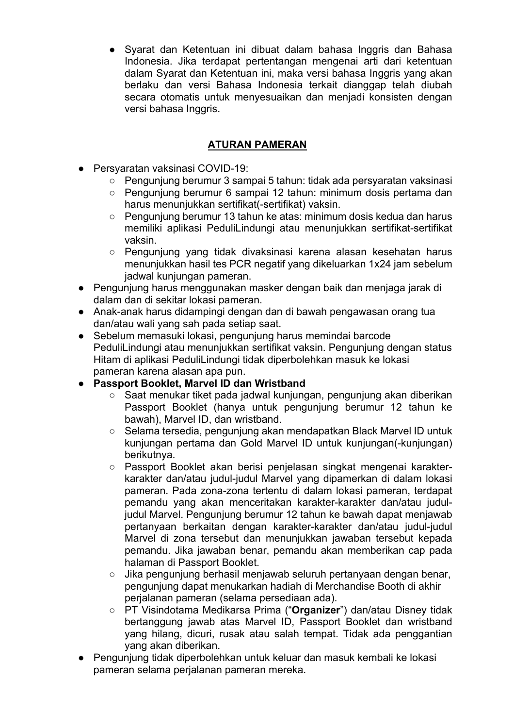- Syarat dan Ketentuan ini dibuat dalam bahasa Inggris dan Bahasa Indonesia. Jika terdapat pertentangan mengenai arti dari ketentuan dalam Syarat dan Ketentuan ini, maka versi bahasa Inggris yang akan berlaku dan versi Bahasa Indonesia terkait dianggap telah diubah secara otomatis untuk menyesuaikan dan menjadi konsisten dengan versi bahasa Inggris.

## ATURAN PAMERAN

- Persyaratan vaksinasi COVID-19:
  - Pengunjung berumur 3 sampai 5 tahun: tidak ada persyaratan vaksinasi
  - Pengunjung berumur 6 sampai 12 tahun: minimum dosis pertama dan harus menunjukkan sertifikat(-sertifikat) vaksin.
  - Pengunjung berumur 13 tahun ke atas: minimum dosis kedua dan harus memiliki aplikasi PeduliLindungi atau menunjukkan sertifikat-sertifikat vaksin.
  - Pengunjung yang tidak divaksinasi karena alasan kesehatan harus menunjukkan hasil tes PCR negatif yang dikeluarkan 1x24 jam sebelum jadwal kunjungan pameran.
- Pengunjung harus menggunakan masker dengan baik dan menjaga jarak di dalam dan di sekitar lokasi pameran.
- Anak-anak harus didampingi dengan dan di bawah pengawasan orang tua dan/atau wali yang sah pada setiap saat.
- Sebelum memasuki lokasi, pengunjung harus memindai barcode PeduliLindungi atau menunjukkan sertifikat vaksin. Pengunjung dengan status Hitam di aplikasi PeduliLindungi tidak diperbolehkan masuk ke lokasi pameran karena alasan apa pun.
- **Passport Booklet, Marvel ID dan Wristband**
  - Saat menukar tiket pada jadwal kunjungan, pengunjung akan diberikan Passport Booklet (hanya untuk pengunjung berumur 12 tahun ke bawah), Marvel ID, dan wristband.
  - Selama tersedia, pengunjung akan mendapatkan Black Marvel ID untuk kunjungan pertama dan Gold Marvel ID untuk kunjungan(-kunjungan) berikutnya.
  - Passport Booklet akan berisi penjelasan singkat mengenai karakter-karakter dan/atau judul-judul Marvel yang dipamerkan di dalam lokasi pameran. Pada zona-zona tertentu di dalam lokasi pameran, terdapat pemandu yang akan menceritakan karakter-karakter dan/atau judul-judul Marvel. Pengunjung berumur 12 tahun ke bawah dapat menjawab pertanyaan berkaitan dengan karakter-karakter dan/atau judul-judul Marvel di zona tersebut dan menunjukkan jawaban tersebut kepada pemandu. Jika jawaban benar, pemandu akan memberikan cap pada halaman di Passport Booklet.
  - Jika pengunjung berhasil menjawab seluruh pertanyaan dengan benar, pengunjung dapat menukarkan hadiah di Merchandise Booth di akhir perjalanan pameran (selama persediaan ada).
  - PT Visindotama Medikarsa Prima ("**Organizer**") dan/atau Disney tidak bertanggung jawab atas Marvel ID, Passport Booklet dan wristband yang hilang, dicuri, rusak atau salah tempat. Tidak ada penggantian yang akan diberikan.
- Pengunjung tidak diperbolehkan untuk keluar dan masuk kembali ke lokasi pameran selama perjalanan pameran mereka.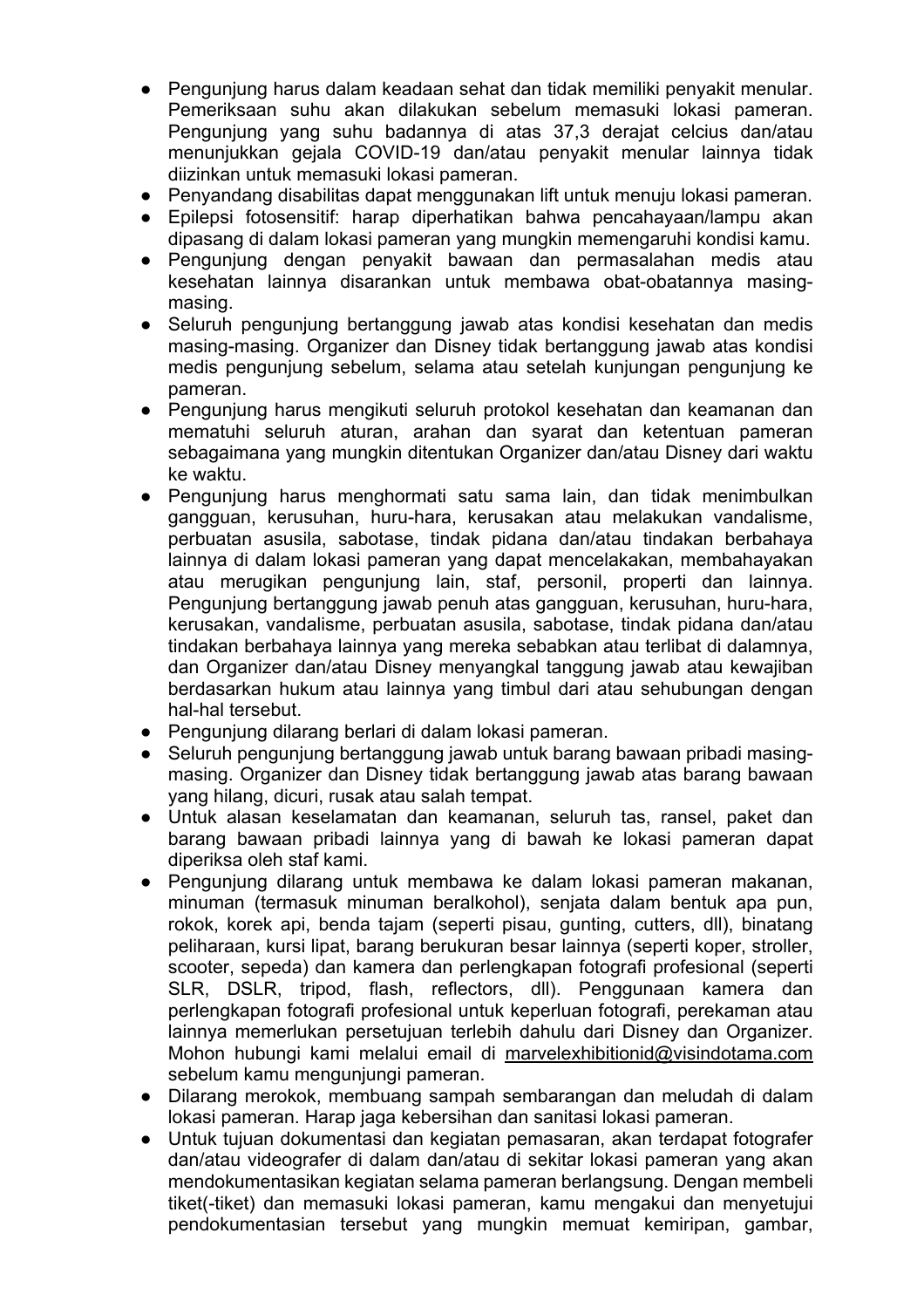- Pengunjung harus dalam keadaan sehat dan tidak memiliki penyakit menular. Pemeriksaan suhu akan dilakukan sebelum memasuki lokasi pameran. Pengunjung yang suhu badannya di atas 37,3 derajat celcius dan/atau menunjukkan gejala COVID-19 dan/atau penyakit menular lainnya tidak diizinkan untuk memasuki lokasi pameran.
- Penyandang disabilitas dapat menggunakan lift untuk menuju lokasi pameran.
- Epilepsi fotosensitif: harap diperhatikan bahwa pencahayaan/lampu akan dipasang di dalam lokasi pameran yang mungkin memengaruhi kondisi kamu.
- Pengunjung dengan penyakit bawaan dan permasalahan medis atau kesehatan lainnya disarankan untuk membawa obat-obatannya masing-masing.
- Seluruh pengunjung bertanggung jawab atas kondisi kesehatan dan medis masing-masing. Organizer dan Disney tidak bertanggung jawab atas kondisi medis pengunjung sebelum, selama atau setelah kunjungan pengunjung ke pameran.
- Pengunjung harus mengikuti seluruh protokol kesehatan dan keamanan dan mematuhi seluruh aturan, arahan dan syarat dan ketentuan pameran sebagaimana yang mungkin ditentukan Organizer dan/atau Disney dari waktu ke waktu.
- Pengunjung harus menghormati satu sama lain, dan tidak menimbulkan gangguan, kerusuhan, huru-hara, kerusakan atau melakukan vandalisme, perbuatan asusila, sabotase, tindak pidana dan/atau tindakan berbahaya lainnya di dalam lokasi pameran yang dapat mencelakakan, membahayakan atau merugikan pengunjung lain, staf, personil, properti dan lainnya. Pengunjung bertanggung jawab penuh atas gangguan, kerusuhan, huru-hara, kerusakan, vandalisme, perbuatan asusila, sabotase, tindak pidana dan/atau tindakan berbahaya lainnya yang mereka sebabkan atau terlibat di dalamnya, dan Organizer dan/atau Disney menyangkal tanggung jawab atau kewajiban berdasarkan hukum atau lainnya yang timbul dari atau sehubungan dengan hal-hal tersebut.
- Pengunjung dilarang berlari di dalam lokasi pameran.
- Seluruh pengunjung bertanggung jawab untuk barang bawaan pribadi masing-masing. Organizer dan Disney tidak bertanggung jawab atas barang bawaan yang hilang, dicuri, rusak atau salah tempat.
- Untuk alasan keselamatan dan keamanan, seluruh tas, ransel, paket dan barang bawaan pribadi lainnya yang di bawah ke lokasi pameran dapat diperiksa oleh staf kami.
- Pengunjung dilarang untuk membawa ke dalam lokasi pameran makanan, minuman (termasuk minuman beralkohol), senjata dalam bentuk apa pun, rokok, korek api, benda tajam (seperti pisau, gunting, cutters, dll), binatang peliharaan, kursi lipat, barang berukuran besar lainnya (seperti koper, stroller, scooter, sepeda) dan kamera dan perlengkapan fotografi profesional (seperti SLR, DSLR, tripod, flash, reflectors, dll). Penggunaan kamera dan perlengkapan fotografi profesional untuk keperluan fotografi, perekaman atau lainnya memerlukan persetujuan terlebih dahulu dari Disney dan Organizer. Mohon hubungi kami melalui email di marvelexhibitionid@visindotama.com sebelum kamu mengunjungi pameran.
- Dilarang merokok, membuang sampah sembarangan dan meludah di dalam lokasi pameran. Harap jaga kebersihan dan sanitasi lokasi pameran.
- Untuk tujuan dokumentasi dan kegiatan pemasaran, akan terdapat fotografer dan/atau videografer di dalam dan/atau di sekitar lokasi pameran yang akan mendokumentasikan kegiatan selama pameran berlangsung. Dengan membeli tiket(-tiket) dan memasuki lokasi pameran, kamu mengakui dan menyetujui pendokumentasian tersebut yang mungkin memuat kemiripan, gambar,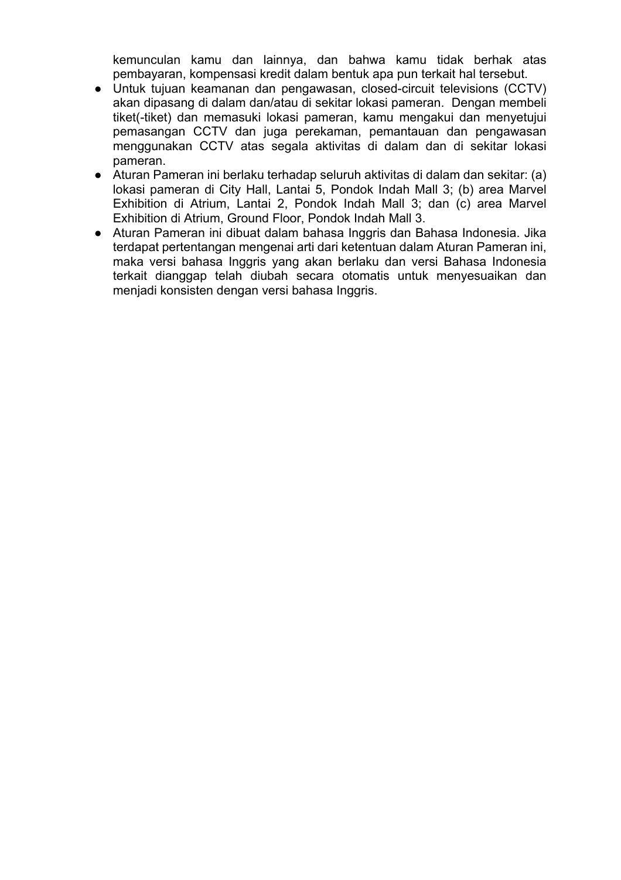kemunculan kamu dan lainnya, dan bahwa kamu tidak berhak atas pembayaran, kompensasi kredit dalam bentuk apa pun terkait hal tersebut.

- Untuk tujuan keamanan dan pengawasan, closed-circuit televisions (CCTV) akan dipasang di dalam dan/atau di sekitar lokasi pameran. Dengan membeli tiket(-tiket) dan memasuki lokasi pameran, kamu mengakui dan menyetujui pemasangan CCTV dan juga perekaman, pemantauan dan pengawasan menggunakan CCTV atas segala aktivitas di dalam dan di sekitar lokasi pameran.
- Aturan Pameran ini berlaku terhadap seluruh aktivitas di dalam dan sekitar: (a) lokasi pameran di City Hall, Lantai 5, Pondok Indah Mall 3; (b) area Marvel Exhibition di Atrium, Lantai 2, Pondok Indah Mall 3; dan (c) area Marvel Exhibition di Atrium, Ground Floor, Pondok Indah Mall 3.
- Aturan Pameran ini dibuat dalam bahasa Inggris dan Bahasa Indonesia. Jika terdapat pertentangan mengenai arti dari ketentuan dalam Aturan Pameran ini, maka versi bahasa Inggris yang akan berlaku dan versi Bahasa Indonesia terkait dianggap telah diubah secara otomatis untuk menyesuaikan dan menjadi konsisten dengan versi bahasa Inggris.